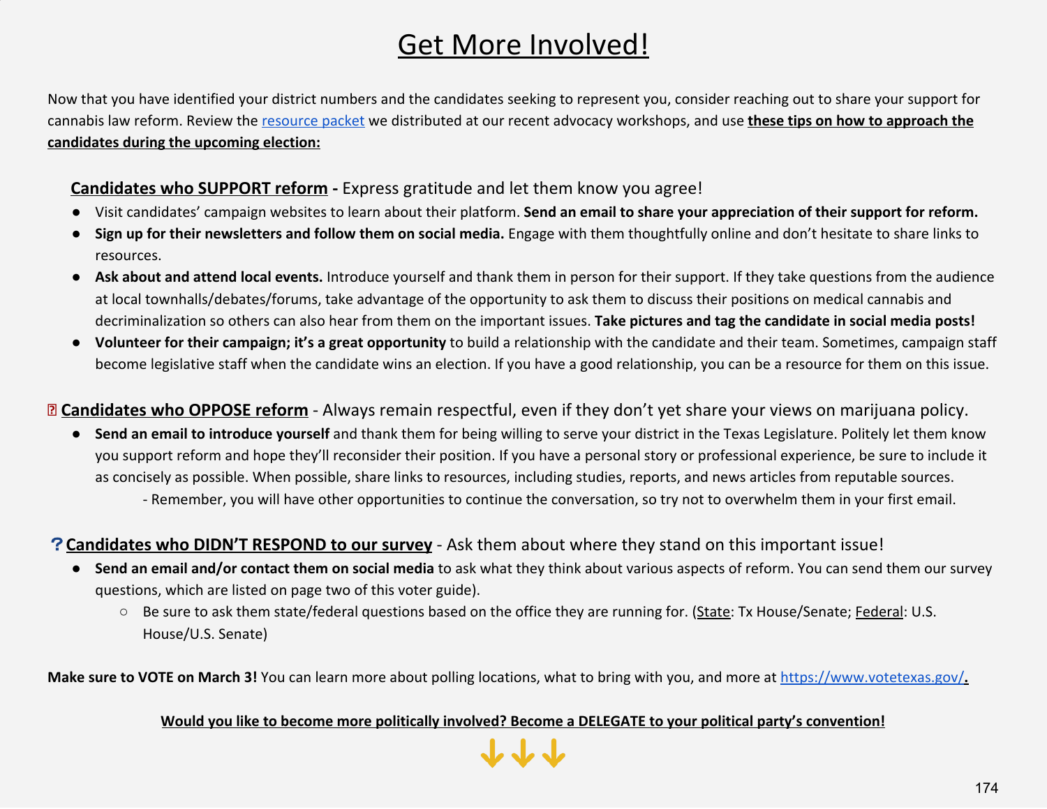# Get More Involved!

Now that you have identified your district numbers and the candidates seeking to represent you, consider reaching out to share your support for cannabis law reform. Review the resource packet we distributed at our recent advocacy workshops, and use **these tips on how to approach the candidates during the upcoming election:**

## Candidates who SUPPORT reform - Express gratitude and let them know you agree!

- Visit candidates' campaign websites to learn about their platform. **Send an email to share your appreciation of their support for reform.**
- **Sign up for their newsletters and follow them on social media.** Engage with them thoughtfully online and don't hesitate to share links to resources.
- **Ask about and attend local events.** Introduce yourself and thank them in person for their support. If they take questions from the audience at local townhalls/debates/forums, take advantage of the opportunity to ask them to discuss their positions on medical cannabis and decriminalization so others can also hear from them on the important issues. **Take pictures and tag the candidate in social media posts!**
- **Volunteer for their campaign; it's a great opportunity** to build a relationship with the candidate and their team. Sometimes, campaign staff become legislative staff when the candidate wins an election. If you have a good relationship, you can be a resource for them on this issue.

## Candidates who OPPOSE reform - Always remain respectful, even if they don't yet share your views on marijuana policy.

- **Send an email to introduce yourself** and thank them for being willing to serve your district in the Texas Legislature. Politely let them know you support reform and hope they'll reconsider their position. If you have a personal story or professional experience, be sure to include it as concisely as possible. When possible, share links to resources, including studies, reports, and news articles from reputable sources.
  - Remember, you will have other opportunities to continue the conversation, so try not to overwhelm them in your first email.

## ? Candidates who DIDN'T RESPOND to our survey - Ask them about where they stand on this important issue!

- **Send an email and/or contact them on social media** to ask what they think about various aspects of reform. You can send them our survey questions, which are listed on page two of this voter guide).
  - Be sure to ask them state/federal questions based on the office they are running for. (State: Tx House/Senate; Federal: U.S. House/U.S. Senate)

**Make sure to VOTE on March 3!** You can learn more about polling locations, what to bring with you, and more at https://www.votetexas.gov/.

**Would you like to become more politically involved? Become a DELEGATE to your political party's convention!**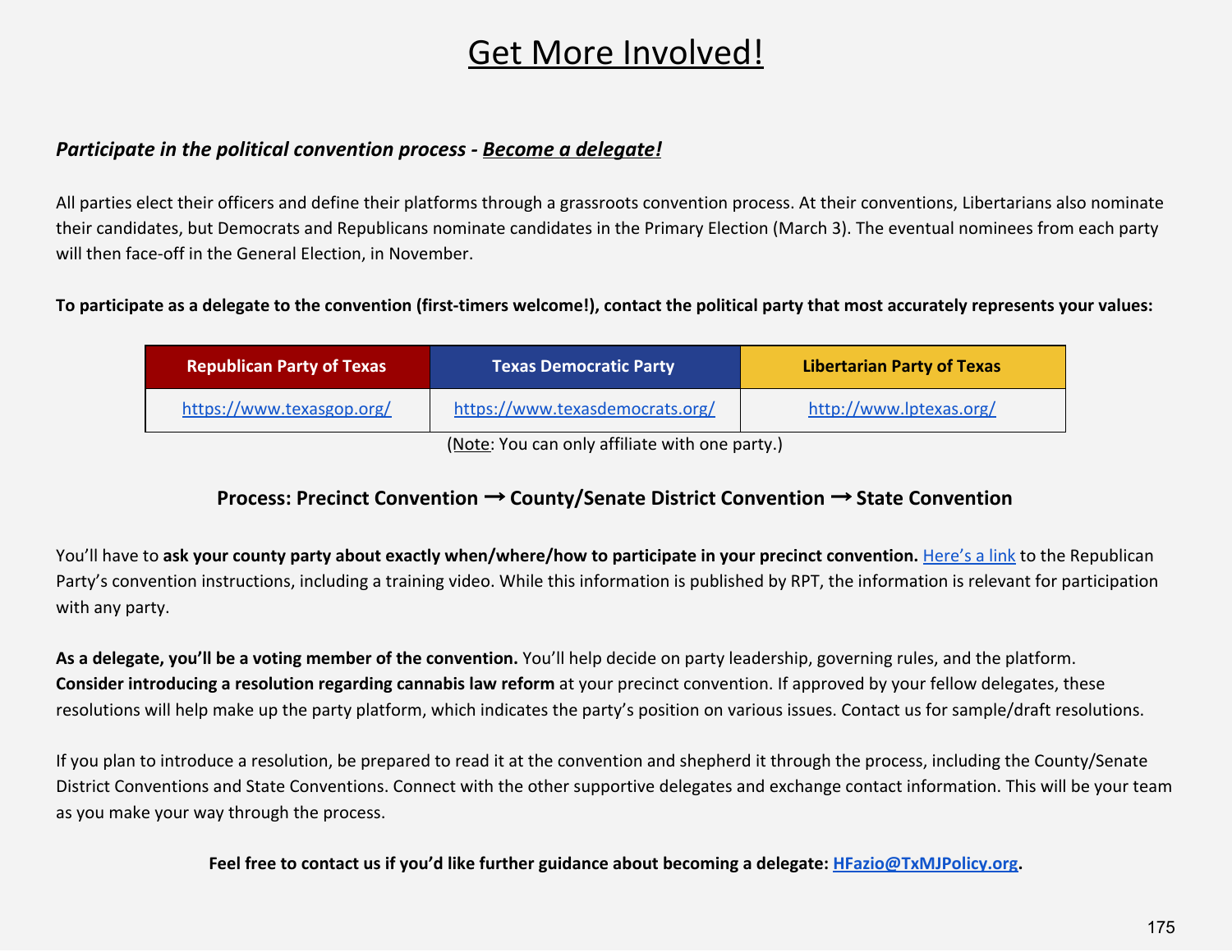# Get More Involved!

***Participate in the political convention process - Become a delegate!***

All parties elect their officers and define their platforms through a grassroots convention process. At their conventions, Libertarians also nominate their candidates, but Democrats and Republicans nominate candidates in the Primary Election (March 3). The eventual nominees from each party will then face-off in the General Election, in November.

**To participate as a delegate to the convention (first-timers welcome!), contact the political party that most accurately represents your values:**

| Republican Party of Texas | Texas Democratic Party | Libertarian Party of Texas |
|---|---|---|
| https://www.texasgop.org/ | https://www.texasdemocrats.org/ | http://www.lptexas.org/ |

(Note: You can only affiliate with one party.)

**Process: Precinct Convention → County/Senate District Convention → State Convention**

You'll have to **ask your county party about exactly when/where/how to participate in your precinct convention.** Here's a link to the Republican Party's convention instructions, including a training video. While this information is published by RPT, the information is relevant for participation with any party.

**As a delegate, you'll be a voting member of the convention.** You'll help decide on party leadership, governing rules, and the platform. **Consider introducing a resolution regarding cannabis law reform** at your precinct convention. If approved by your fellow delegates, these resolutions will help make up the party platform, which indicates the party's position on various issues. Contact us for sample/draft resolutions.

If you plan to introduce a resolution, be prepared to read it at the convention and shepherd it through the process, including the County/Senate District Conventions and State Conventions. Connect with the other supportive delegates and exchange contact information. This will be your team as you make your way through the process.

**Feel free to contact us if you'd like further guidance about becoming a delegate: HFazio@TxMJPolicy.org.**